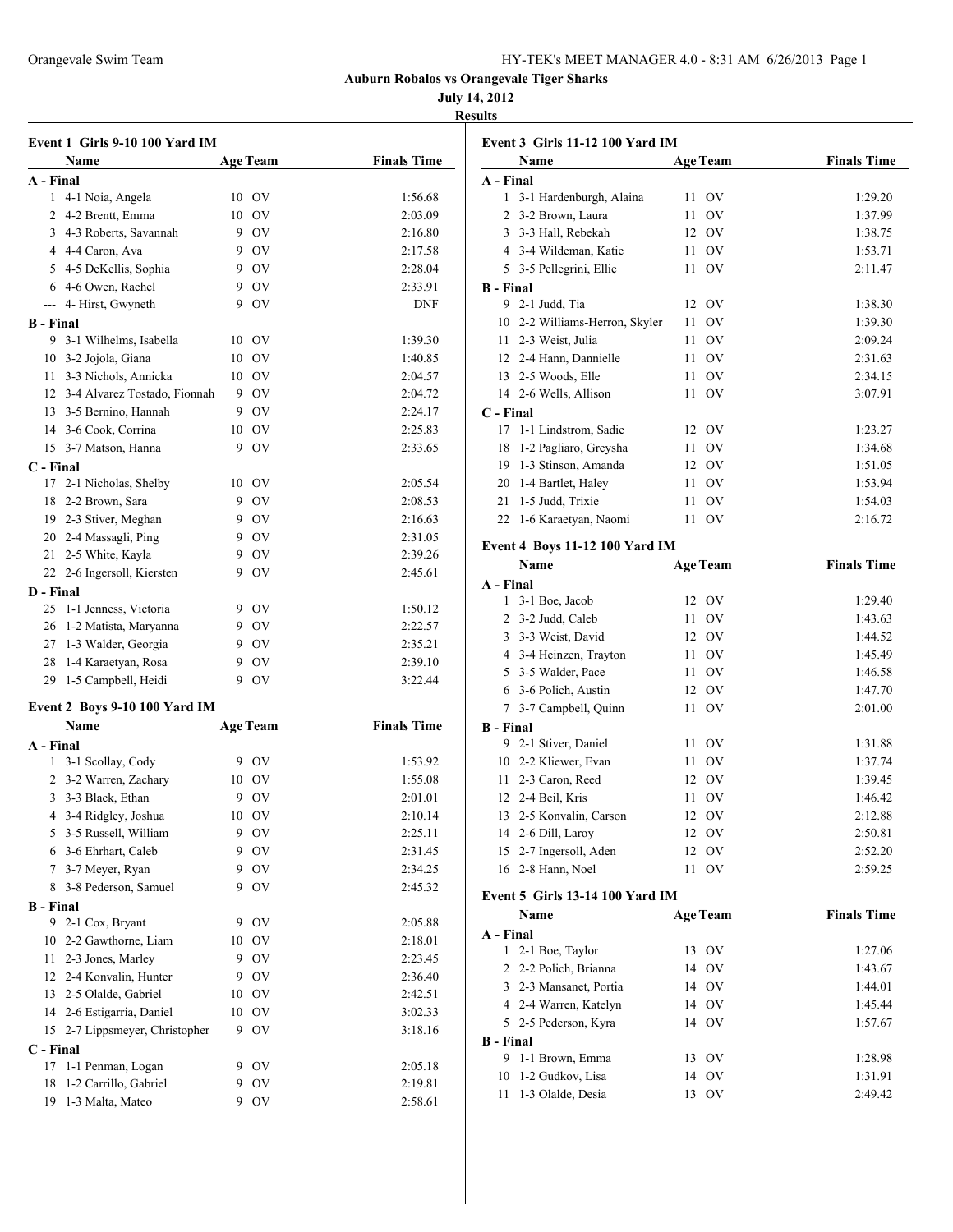**Auburn Robalos vs Orangevale Tiger Sharks**

**July 14, 2012**

**Results**

### Event 1 Girls 9-10 100 Yard IM

| | Name | Age | Team | Finals Time |
|---|---|---|---|---|
| **A - Final** | | | | |
| 1 | 4-1 Noia, Angela | 10 | OV | 1:56.68 |
| 2 | 4-2 Brentt, Emma | 10 | OV | 2:03.09 |
| 3 | 4-3 Roberts, Savannah | 9 | OV | 2:16.80 |
| 4 | 4-4 Caron, Ava | 9 | OV | 2:17.58 |
| 5 | 4-5 DeKellis, Sophia | 9 | OV | 2:28.04 |
| 6 | 4-6 Owen, Rachel | 9 | OV | 2:33.91 |
| --- | 4- Hirst, Gwyneth | 9 | OV | DNF |
| **B - Final** | | | | |
| 9 | 3-1 Wilhelms, Isabella | 10 | OV | 1:39.30 |
| 10 | 3-2 Jojola, Giana | 10 | OV | 1:40.85 |
| 11 | 3-3 Nichols, Annicka | 10 | OV | 2:04.57 |
| 12 | 3-4 Alvarez Tostado, Fionnah | 9 | OV | 2:04.72 |
| 13 | 3-5 Bernino, Hannah | 9 | OV | 2:24.17 |
| 14 | 3-6 Cook, Corrina | 10 | OV | 2:25.83 |
| 15 | 3-7 Matson, Hanna | 9 | OV | 2:33.65 |
| **C - Final** | | | | |
| 17 | 2-1 Nicholas, Shelby | 10 | OV | 2:05.54 |
| 18 | 2-2 Brown, Sara | 9 | OV | 2:08.53 |
| 19 | 2-3 Stiver, Meghan | 9 | OV | 2:16.63 |
| 20 | 2-4 Massagli, Ping | 9 | OV | 2:31.05 |
| 21 | 2-5 White, Kayla | 9 | OV | 2:39.26 |
| 22 | 2-6 Ingersoll, Kiersten | 9 | OV | 2:45.61 |
| **D - Final** | | | | |
| 25 | 1-1 Jenness, Victoria | 9 | OV | 1:50.12 |
| 26 | 1-2 Matista, Maryanna | 9 | OV | 2:22.57 |
| 27 | 1-3 Walder, Georgia | 9 | OV | 2:35.21 |
| 28 | 1-4 Karaetyan, Rosa | 9 | OV | 2:39.10 |
| 29 | 1-5 Campbell, Heidi | 9 | OV | 3:22.44 |

### Event 2 Boys 9-10 100 Yard IM

| | Name | Age | Team | Finals Time |
|---|---|---|---|---|
| **A - Final** | | | | |
| 1 | 3-1 Scollay, Cody | 9 | OV | 1:53.92 |
| 2 | 3-2 Warren, Zachary | 10 | OV | 1:55.08 |
| 3 | 3-3 Black, Ethan | 9 | OV | 2:01.01 |
| 4 | 3-4 Ridgley, Joshua | 10 | OV | 2:10.14 |
| 5 | 3-5 Russell, William | 9 | OV | 2:25.11 |
| 6 | 3-6 Ehrhart, Caleb | 9 | OV | 2:31.45 |
| 7 | 3-7 Meyer, Ryan | 9 | OV | 2:34.25 |
| 8 | 3-8 Pederson, Samuel | 9 | OV | 2:45.32 |
| **B - Final** | | | | |
| 9 | 2-1 Cox, Bryant | 9 | OV | 2:05.88 |
| 10 | 2-2 Gawthorne, Liam | 10 | OV | 2:18.01 |
| 11 | 2-3 Jones, Marley | 9 | OV | 2:23.45 |
| 12 | 2-4 Konvalin, Hunter | 9 | OV | 2:36.40 |
| 13 | 2-5 Olalde, Gabriel | 10 | OV | 2:42.51 |
| 14 | 2-6 Estigarria, Daniel | 10 | OV | 3:02.33 |
| 15 | 2-7 Lippsmeyer, Christopher | 9 | OV | 3:18.16 |
| **C - Final** | | | | |
| 17 | 1-1 Penman, Logan | 9 | OV | 2:05.18 |
| 18 | 1-2 Carrillo, Gabriel | 9 | OV | 2:19.81 |
| 19 | 1-3 Malta, Mateo | 9 | OV | 2:58.61 |

### Event 3 Girls 11-12 100 Yard IM

| | Name | Age | Team | Finals Time |
|---|---|---|---|---|
| **A - Final** | | | | |
| 1 | 3-1 Hardenburgh, Alaina | 11 | OV | 1:29.20 |
| 2 | 3-2 Brown, Laura | 11 | OV | 1:37.99 |
| 3 | 3-3 Hall, Rebekah | 12 | OV | 1:38.75 |
| 4 | 3-4 Wildeman, Katie | 11 | OV | 1:53.71 |
| 5 | 3-5 Pellegrini, Ellie | 11 | OV | 2:11.47 |
| **B - Final** | | | | |
| 9 | 2-1 Judd, Tia | 12 | OV | 1:38.30 |
| 10 | 2-2 Williams-Herron, Skyler | 11 | OV | 1:39.30 |
| 11 | 2-3 Weist, Julia | 11 | OV | 2:09.24 |
| 12 | 2-4 Hann, Dannielle | 11 | OV | 2:31.63 |
| 13 | 2-5 Woods, Elle | 11 | OV | 2:34.15 |
| 14 | 2-6 Wells, Allison | 11 | OV | 3:07.91 |
| **C - Final** | | | | |
| 17 | 1-1 Lindstrom, Sadie | 12 | OV | 1:23.27 |
| 18 | 1-2 Pagliaro, Greysha | 11 | OV | 1:34.68 |
| 19 | 1-3 Stinson, Amanda | 12 | OV | 1:51.05 |
| 20 | 1-4 Bartlet, Haley | 11 | OV | 1:53.94 |
| 21 | 1-5 Judd, Trixie | 11 | OV | 1:54.03 |
| 22 | 1-6 Karaetyan, Naomi | 11 | OV | 2:16.72 |

### Event 4 Boys 11-12 100 Yard IM

| | Name | Age | Team | Finals Time |
|---|---|---|---|---|
| **A - Final** | | | | |
| 1 | 3-1 Boe, Jacob | 12 | OV | 1:29.40 |
| 2 | 3-2 Judd, Caleb | 11 | OV | 1:43.63 |
| 3 | 3-3 Weist, David | 12 | OV | 1:44.52 |
| 4 | 3-4 Heinzen, Trayton | 11 | OV | 1:45.49 |
| 5 | 3-5 Walder, Pace | 11 | OV | 1:46.58 |
| 6 | 3-6 Polich, Austin | 12 | OV | 1:47.70 |
| 7 | 3-7 Campbell, Quinn | 11 | OV | 2:01.00 |
| **B - Final** | | | | |
| 9 | 2-1 Stiver, Daniel | 11 | OV | 1:31.88 |
| 10 | 2-2 Kliewer, Evan | 11 | OV | 1:37.74 |
| 11 | 2-3 Caron, Reed | 12 | OV | 1:39.45 |
| 12 | 2-4 Beil, Kris | 11 | OV | 1:46.42 |
| 13 | 2-5 Konvalin, Carson | 12 | OV | 2:12.88 |
| 14 | 2-6 Dill, Laroy | 12 | OV | 2:50.81 |
| 15 | 2-7 Ingersoll, Aden | 12 | OV | 2:52.20 |
| 16 | 2-8 Hann, Noel | 11 | OV | 2:59.25 |

### Event 5 Girls 13-14 100 Yard IM

| | Name | Age | Team | Finals Time |
|---|---|---|---|---|
| **A - Final** | | | | |
| 1 | 2-1 Boe, Taylor | 13 | OV | 1:27.06 |
| 2 | 2-2 Polich, Brianna | 14 | OV | 1:43.67 |
| 3 | 2-3 Mansanet, Portia | 14 | OV | 1:44.01 |
| 4 | 2-4 Warren, Katelyn | 14 | OV | 1:45.44 |
| 5 | 2-5 Pederson, Kyra | 14 | OV | 1:57.67 |
| **B - Final** | | | | |
| 9 | 1-1 Brown, Emma | 13 | OV | 1:28.98 |
| 10 | 1-2 Gudkov, Lisa | 14 | OV | 1:31.91 |
| 11 | 1-3 Olalde, Desia | 13 | OV | 2:49.42 |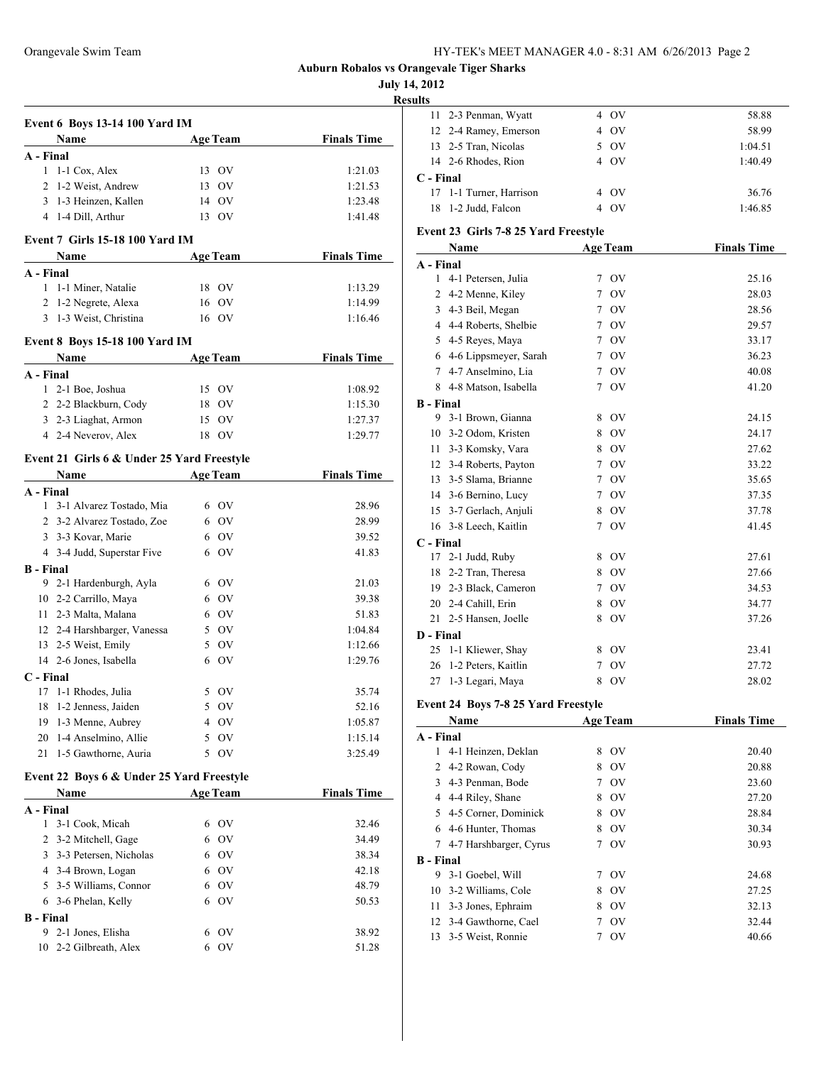**Auburn Robalos vs Orangevale Tiger Sharks**

**July 14, 2012**

**Results**

### Event 6 Boys 13-14 100 Yard IM

| | Name | Age | Team | Finals Time |
|---|---|---|---|---|
| **A - Final** | | | | |
| 1 | 1-1 Cox, Alex | 13 | OV | 1:21.03 |
| 2 | 1-2 Weist, Andrew | 13 | OV | 1:21.53 |
| 3 | 1-3 Heinzen, Kallen | 14 | OV | 1:23.48 |
| 4 | 1-4 Dill, Arthur | 13 | OV | 1:41.48 |

### Event 7 Girls 15-18 100 Yard IM

| | Name | Age | Team | Finals Time |
|---|---|---|---|---|
| **A - Final** | | | | |
| 1 | 1-1 Miner, Natalie | 18 | OV | 1:13.29 |
| 2 | 1-2 Negrete, Alexa | 16 | OV | 1:14.99 |
| 3 | 1-3 Weist, Christina | 16 | OV | 1:16.46 |

### Event 8 Boys 15-18 100 Yard IM

| | Name | Age | Team | Finals Time |
|---|---|---|---|---|
| **A - Final** | | | | |
| 1 | 2-1 Boe, Joshua | 15 | OV | 1:08.92 |
| 2 | 2-2 Blackburn, Cody | 18 | OV | 1:15.30 |
| 3 | 2-3 Liaghat, Armon | 15 | OV | 1:27.37 |
| 4 | 2-4 Neverov, Alex | 18 | OV | 1:29.77 |

### Event 21 Girls 6 & Under 25 Yard Freestyle

| | Name | Age | Team | Finals Time |
|---|---|---|---|---|
| **A - Final** | | | | |
| 1 | 3-1 Alvarez Tostado, Mia | 6 | OV | 28.96 |
| 2 | 3-2 Alvarez Tostado, Zoe | 6 | OV | 28.99 |
| 3 | 3-3 Kovar, Marie | 6 | OV | 39.52 |
| 4 | 3-4 Judd, Superstar Five | 6 | OV | 41.83 |
| **B - Final** | | | | |
| 9 | 2-1 Hardenburgh, Ayla | 6 | OV | 21.03 |
| 10 | 2-2 Carrillo, Maya | 6 | OV | 39.38 |
| 11 | 2-3 Malta, Malana | 6 | OV | 51.83 |
| 12 | 2-4 Harshbarger, Vanessa | 5 | OV | 1:04.84 |
| 13 | 2-5 Weist, Emily | 5 | OV | 1:12.66 |
| 14 | 2-6 Jones, Isabella | 6 | OV | 1:29.76 |
| **C - Final** | | | | |
| 17 | 1-1 Rhodes, Julia | 5 | OV | 35.74 |
| 18 | 1-2 Jenness, Jaiden | 5 | OV | 52.16 |
| 19 | 1-3 Menne, Aubrey | 4 | OV | 1:05.87 |
| 20 | 1-4 Anselmino, Allie | 5 | OV | 1:15.14 |
| 21 | 1-5 Gawthorne, Auria | 5 | OV | 3:25.49 |

### Event 22 Boys 6 & Under 25 Yard Freestyle

| | Name | Age | Team | Finals Time |
|---|---|---|---|---|
| **A - Final** | | | | |
| 1 | 3-1 Cook, Micah | 6 | OV | 32.46 |
| 2 | 3-2 Mitchell, Gage | 6 | OV | 34.49 |
| 3 | 3-3 Petersen, Nicholas | 6 | OV | 38.34 |
| 4 | 3-4 Brown, Logan | 6 | OV | 42.18 |
| 5 | 3-5 Williams, Connor | 6 | OV | 48.79 |
| 6 | 3-6 Phelan, Kelly | 6 | OV | 50.53 |
| **B - Final** | | | | |
| 9 | 2-1 Jones, Elisha | 6 | OV | 38.92 |
| 10 | 2-2 Gilbreath, Alex | 6 | OV | 51.28 |
| 11 | 2-3 Penman, Wyatt | 4 | OV | 58.88 |
| 12 | 2-4 Ramey, Emerson | 4 | OV | 58.99 |
| 13 | 2-5 Tran, Nicolas | 5 | OV | 1:04.51 |
| 14 | 2-6 Rhodes, Rion | 4 | OV | 1:40.49 |
| **C - Final** | | | | |
| 17 | 1-1 Turner, Harrison | 4 | OV | 36.76 |
| 18 | 1-2 Judd, Falcon | 4 | OV | 1:46.85 |

### Event 23 Girls 7-8 25 Yard Freestyle

| | Name | Age | Team | Finals Time |
|---|---|---|---|---|
| **A - Final** | | | | |
| 1 | 4-1 Petersen, Julia | 7 | OV | 25.16 |
| 2 | 4-2 Menne, Kiley | 7 | OV | 28.03 |
| 3 | 4-3 Beil, Megan | 7 | OV | 28.56 |
| 4 | 4-4 Roberts, Shelbie | 7 | OV | 29.57 |
| 5 | 4-5 Reyes, Maya | 7 | OV | 33.17 |
| 6 | 4-6 Lippsmeyer, Sarah | 7 | OV | 36.23 |
| 7 | 4-7 Anselmino, Lia | 7 | OV | 40.08 |
| 8 | 4-8 Matson, Isabella | 7 | OV | 41.20 |
| **B - Final** | | | | |
| 9 | 3-1 Brown, Gianna | 8 | OV | 24.15 |
| 10 | 3-2 Odom, Kristen | 8 | OV | 24.17 |
| 11 | 3-3 Komsky, Vara | 8 | OV | 27.62 |
| 12 | 3-4 Roberts, Payton | 7 | OV | 33.22 |
| 13 | 3-5 Slama, Brianne | 7 | OV | 35.65 |
| 14 | 3-6 Bernino, Lucy | 7 | OV | 37.35 |
| 15 | 3-7 Gerlach, Anjuli | 8 | OV | 37.78 |
| 16 | 3-8 Leech, Kaitlin | 7 | OV | 41.45 |
| **C - Final** | | | | |
| 17 | 2-1 Judd, Ruby | 8 | OV | 27.61 |
| 18 | 2-2 Tran, Theresa | 8 | OV | 27.66 |
| 19 | 2-3 Black, Cameron | 7 | OV | 34.53 |
| 20 | 2-4 Cahill, Erin | 8 | OV | 34.77 |
| 21 | 2-5 Hansen, Joelle | 8 | OV | 37.26 |
| **D - Final** | | | | |
| 25 | 1-1 Kliewer, Shay | 8 | OV | 23.41 |
| 26 | 1-2 Peters, Kaitlin | 7 | OV | 27.72 |
| 27 | 1-3 Legari, Maya | 8 | OV | 28.02 |

### Event 24 Boys 7-8 25 Yard Freestyle

| | Name | Age | Team | Finals Time |
|---|---|---|---|---|
| **A - Final** | | | | |
| 1 | 4-1 Heinzen, Deklan | 8 | OV | 20.40 |
| 2 | 4-2 Rowan, Cody | 8 | OV | 20.88 |
| 3 | 4-3 Penman, Bode | 7 | OV | 23.60 |
| 4 | 4-4 Riley, Shane | 8 | OV | 27.20 |
| 5 | 4-5 Corner, Dominick | 8 | OV | 28.84 |
| 6 | 4-6 Hunter, Thomas | 8 | OV | 30.34 |
| 7 | 4-7 Harshbarger, Cyrus | 7 | OV | 30.93 |
| **B - Final** | | | | |
| 9 | 3-1 Goebel, Will | 7 | OV | 24.68 |
| 10 | 3-2 Williams, Cole | 8 | OV | 27.25 |
| 11 | 3-3 Jones, Ephraim | 8 | OV | 32.13 |
| 12 | 3-4 Gawthorne, Cael | 7 | OV | 32.44 |
| 13 | 3-5 Weist, Ronnie | 7 | OV | 40.66 |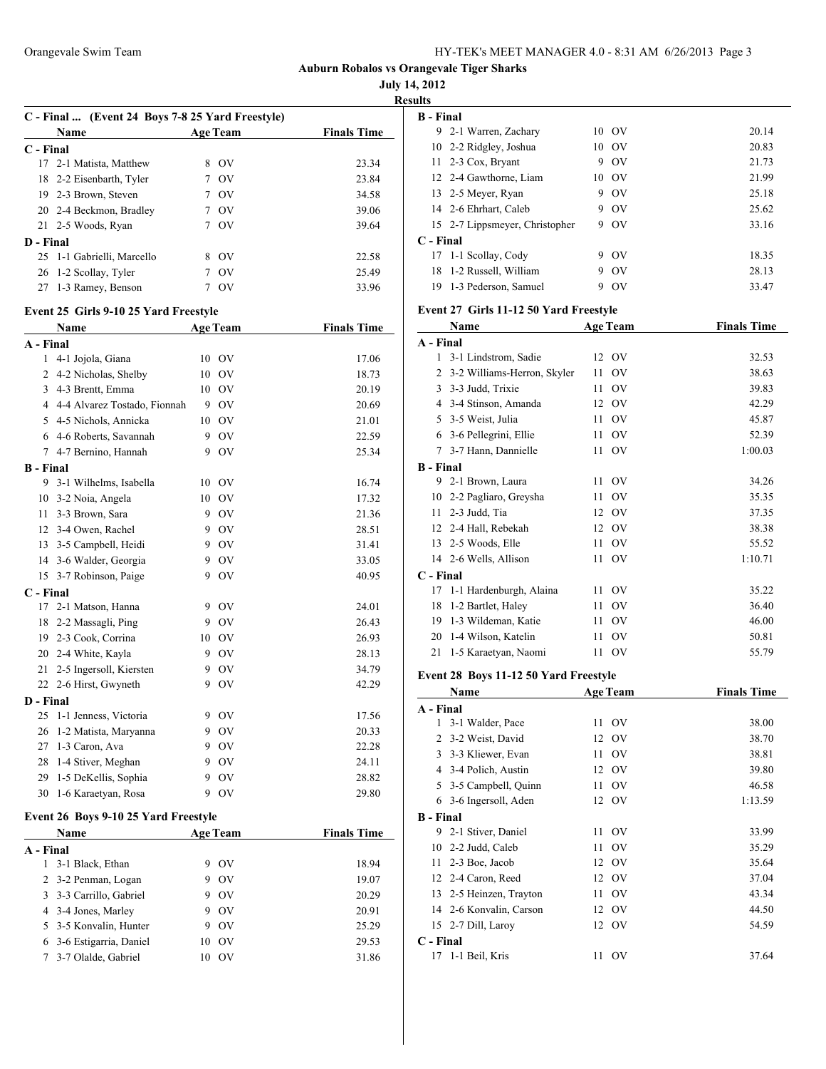**Auburn Robalos vs Orangevale Tiger Sharks**

**July 14, 2012**

**Results**

### C - Final ... (Event 24 Boys 7-8 25 Yard Freestyle)

| | Name | Age | Team | Finals Time |
|---|---|---|---|---|
| **C - Final** | | | | |
| 17 | 2-1 Matista, Matthew | 8 | OV | 23.34 |
| 18 | 2-2 Eisenbarth, Tyler | 7 | OV | 23.84 |
| 19 | 2-3 Brown, Steven | 7 | OV | 34.58 |
| 20 | 2-4 Beckmon, Bradley | 7 | OV | 39.06 |
| 21 | 2-5 Woods, Ryan | 7 | OV | 39.64 |
| **D - Final** | | | | |
| 25 | 1-1 Gabrielli, Marcello | 8 | OV | 22.58 |
| 26 | 1-2 Scollay, Tyler | 7 | OV | 25.49 |
| 27 | 1-3 Ramey, Benson | 7 | OV | 33.96 |

### Event 25 Girls 9-10 25 Yard Freestyle

| | Name | Age | Team | Finals Time |
|---|---|---|---|---|
| **A - Final** | | | | |
| 1 | 4-1 Jojola, Giana | 10 | OV | 17.06 |
| 2 | 4-2 Nicholas, Shelby | 10 | OV | 18.73 |
| 3 | 4-3 Brentt, Emma | 10 | OV | 20.19 |
| 4 | 4-4 Alvarez Tostado, Fionnah | 9 | OV | 20.69 |
| 5 | 4-5 Nichols, Annicka | 10 | OV | 21.01 |
| 6 | 4-6 Roberts, Savannah | 9 | OV | 22.59 |
| 7 | 4-7 Bernino, Hannah | 9 | OV | 25.34 |
| **B - Final** | | | | |
| 9 | 3-1 Wilhelms, Isabella | 10 | OV | 16.74 |
| 10 | 3-2 Noia, Angela | 10 | OV | 17.32 |
| 11 | 3-3 Brown, Sara | 9 | OV | 21.36 |
| 12 | 3-4 Owen, Rachel | 9 | OV | 28.51 |
| 13 | 3-5 Campbell, Heidi | 9 | OV | 31.41 |
| 14 | 3-6 Walder, Georgia | 9 | OV | 33.05 |
| 15 | 3-7 Robinson, Paige | 9 | OV | 40.95 |
| **C - Final** | | | | |
| 17 | 2-1 Matson, Hanna | 9 | OV | 24.01 |
| 18 | 2-2 Massagli, Ping | 9 | OV | 26.43 |
| 19 | 2-3 Cook, Corrina | 10 | OV | 26.93 |
| 20 | 2-4 White, Kayla | 9 | OV | 28.13 |
| 21 | 2-5 Ingersoll, Kiersten | 9 | OV | 34.79 |
| 22 | 2-6 Hirst, Gwyneth | 9 | OV | 42.29 |
| **D - Final** | | | | |
| 25 | 1-1 Jenness, Victoria | 9 | OV | 17.56 |
| 26 | 1-2 Matista, Maryanna | 9 | OV | 20.33 |
| 27 | 1-3 Caron, Ava | 9 | OV | 22.28 |
| 28 | 1-4 Stiver, Meghan | 9 | OV | 24.11 |
| 29 | 1-5 DeKellis, Sophia | 9 | OV | 28.82 |
| 30 | 1-6 Karaetyan, Rosa | 9 | OV | 29.80 |

### Event 26 Boys 9-10 25 Yard Freestyle

| | Name | Age | Team | Finals Time |
|---|---|---|---|---|
| **A - Final** | | | | |
| 1 | 3-1 Black, Ethan | 9 | OV | 18.94 |
| 2 | 3-2 Penman, Logan | 9 | OV | 19.07 |
| 3 | 3-3 Carrillo, Gabriel | 9 | OV | 20.29 |
| 4 | 3-4 Jones, Marley | 9 | OV | 20.91 |
| 5 | 3-5 Konvalin, Hunter | 9 | OV | 25.29 |
| 6 | 3-6 Estigarria, Daniel | 10 | OV | 29.53 |
| 7 | 3-7 Olalde, Gabriel | 10 | OV | 31.86 |
| **B - Final** | | | | |
| 9 | 2-1 Warren, Zachary | 10 | OV | 20.14 |
| 10 | 2-2 Ridgley, Joshua | 10 | OV | 20.83 |
| 11 | 2-3 Cox, Bryant | 9 | OV | 21.73 |
| 12 | 2-4 Gawthorne, Liam | 10 | OV | 21.99 |
| 13 | 2-5 Meyer, Ryan | 9 | OV | 25.18 |
| 14 | 2-6 Ehrhart, Caleb | 9 | OV | 25.62 |
| 15 | 2-7 Lippsmeyer, Christopher | 9 | OV | 33.16 |
| **C - Final** | | | | |
| 17 | 1-1 Scollay, Cody | 9 | OV | 18.35 |
| 18 | 1-2 Russell, William | 9 | OV | 28.13 |
| 19 | 1-3 Pederson, Samuel | 9 | OV | 33.47 |

### Event 27 Girls 11-12 50 Yard Freestyle

| | Name | Age | Team | Finals Time |
|---|---|---|---|---|
| **A - Final** | | | | |
| 1 | 3-1 Lindstrom, Sadie | 12 | OV | 32.53 |
| 2 | 3-2 Williams-Herron, Skyler | 11 | OV | 38.63 |
| 3 | 3-3 Judd, Trixie | 11 | OV | 39.83 |
| 4 | 3-4 Stinson, Amanda | 12 | OV | 42.29 |
| 5 | 3-5 Weist, Julia | 11 | OV | 45.87 |
| 6 | 3-6 Pellegrini, Ellie | 11 | OV | 52.39 |
| 7 | 3-7 Hann, Dannielle | 11 | OV | 1:00.03 |
| **B - Final** | | | | |
| 9 | 2-1 Brown, Laura | 11 | OV | 34.26 |
| 10 | 2-2 Pagliaro, Greysha | 11 | OV | 35.35 |
| 11 | 2-3 Judd, Tia | 12 | OV | 37.35 |
| 12 | 2-4 Hall, Rebekah | 12 | OV | 38.38 |
| 13 | 2-5 Woods, Elle | 11 | OV | 55.52 |
| 14 | 2-6 Wells, Allison | 11 | OV | 1:10.71 |
| **C - Final** | | | | |
| 17 | 1-1 Hardenburgh, Alaina | 11 | OV | 35.22 |
| 18 | 1-2 Bartlet, Haley | 11 | OV | 36.40 |
| 19 | 1-3 Wildeman, Katie | 11 | OV | 46.00 |
| 20 | 1-4 Wilson, Katelin | 11 | OV | 50.81 |
| 21 | 1-5 Karaetyan, Naomi | 11 | OV | 55.79 |

### Event 28 Boys 11-12 50 Yard Freestyle

| | Name | Age | Team | Finals Time |
|---|---|---|---|---|
| **A - Final** | | | | |
| 1 | 3-1 Walder, Pace | 11 | OV | 38.00 |
| 2 | 3-2 Weist, David | 12 | OV | 38.70 |
| 3 | 3-3 Kliewer, Evan | 11 | OV | 38.81 |
| 4 | 3-4 Polich, Austin | 12 | OV | 39.80 |
| 5 | 3-5 Campbell, Quinn | 11 | OV | 46.58 |
| 6 | 3-6 Ingersoll, Aden | 12 | OV | 1:13.59 |
| **B - Final** | | | | |
| 9 | 2-1 Stiver, Daniel | 11 | OV | 33.99 |
| 10 | 2-2 Judd, Caleb | 11 | OV | 35.29 |
| 11 | 2-3 Boe, Jacob | 12 | OV | 35.64 |
| 12 | 2-4 Caron, Reed | 12 | OV | 37.04 |
| 13 | 2-5 Heinzen, Trayton | 11 | OV | 43.34 |
| 14 | 2-6 Konvalin, Carson | 12 | OV | 44.50 |
| 15 | 2-7 Dill, Laroy | 12 | OV | 54.59 |
| **C - Final** | | | | |
| 17 | 1-1 Beil, Kris | 11 | OV | 37.64 |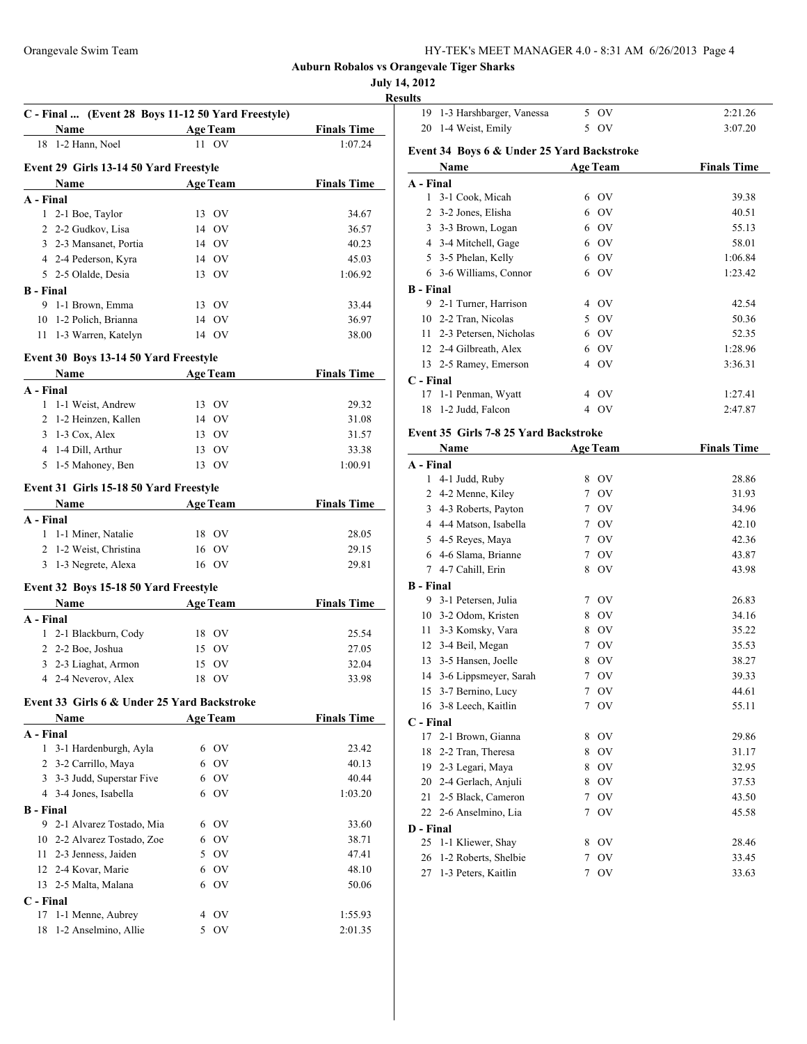**Auburn Robalos vs Orangevale Tiger Sharks**

**July 14, 2012**

**Results**

### C - Final ... (Event 28 Boys 11-12 50 Yard Freestyle)

| | Name | Age | Team | Finals Time |
|---|---|---|---|---|
| 18 | 1-2 Hann, Noel | 11 | OV | 1:07.24 |

### Event 29 Girls 13-14 50 Yard Freestyle

| | Name | Age | Team | Finals Time |
|---|---|---|---|---|
| **A - Final** | | | | |
| 1 | 2-1 Boe, Taylor | 13 | OV | 34.67 |
| 2 | 2-2 Gudkov, Lisa | 14 | OV | 36.57 |
| 3 | 2-3 Mansanet, Portia | 14 | OV | 40.23 |
| 4 | 2-4 Pederson, Kyra | 14 | OV | 45.03 |
| 5 | 2-5 Olalde, Desia | 13 | OV | 1:06.92 |
| **B - Final** | | | | |
| 9 | 1-1 Brown, Emma | 13 | OV | 33.44 |
| 10 | 1-2 Polich, Brianna | 14 | OV | 36.97 |
| 11 | 1-3 Warren, Katelyn | 14 | OV | 38.00 |

### Event 30 Boys 13-14 50 Yard Freestyle

| | Name | Age | Team | Finals Time |
|---|---|---|---|---|
| **A - Final** | | | | |
| 1 | 1-1 Weist, Andrew | 13 | OV | 29.32 |
| 2 | 1-2 Heinzen, Kallen | 14 | OV | 31.08 |
| 3 | 1-3 Cox, Alex | 13 | OV | 31.57 |
| 4 | 1-4 Dill, Arthur | 13 | OV | 33.38 |
| 5 | 1-5 Mahoney, Ben | 13 | OV | 1:00.91 |

### Event 31 Girls 15-18 50 Yard Freestyle

| | Name | Age | Team | Finals Time |
|---|---|---|---|---|
| **A - Final** | | | | |
| 1 | 1-1 Miner, Natalie | 18 | OV | 28.05 |
| 2 | 1-2 Weist, Christina | 16 | OV | 29.15 |
| 3 | 1-3 Negrete, Alexa | 16 | OV | 29.81 |

### Event 32 Boys 15-18 50 Yard Freestyle

| | Name | Age | Team | Finals Time |
|---|---|---|---|---|
| **A - Final** | | | | |
| 1 | 2-1 Blackburn, Cody | 18 | OV | 25.54 |
| 2 | 2-2 Boe, Joshua | 15 | OV | 27.05 |
| 3 | 2-3 Liaghat, Armon | 15 | OV | 32.04 |
| 4 | 2-4 Neverov, Alex | 18 | OV | 33.98 |

### Event 33 Girls 6 & Under 25 Yard Backstroke

| | Name | Age | Team | Finals Time |
|---|---|---|---|---|
| **A - Final** | | | | |
| 1 | 3-1 Hardenburgh, Ayla | 6 | OV | 23.42 |
| 2 | 3-2 Carrillo, Maya | 6 | OV | 40.13 |
| 3 | 3-3 Judd, Superstar Five | 6 | OV | 40.44 |
| 4 | 3-4 Jones, Isabella | 6 | OV | 1:03.20 |
| **B - Final** | | | | |
| 9 | 2-1 Alvarez Tostado, Mia | 6 | OV | 33.60 |
| 10 | 2-2 Alvarez Tostado, Zoe | 6 | OV | 38.71 |
| 11 | 2-3 Jenness, Jaiden | 5 | OV | 47.41 |
| 12 | 2-4 Kovar, Marie | 6 | OV | 48.10 |
| 13 | 2-5 Malta, Malana | 6 | OV | 50.06 |
| **C - Final** | | | | |
| 17 | 1-1 Menne, Aubrey | 4 | OV | 1:55.93 |
| 18 | 1-2 Anselmino, Allie | 5 | OV | 2:01.35 |
| 19 | 1-3 Harshbarger, Vanessa | 5 | OV | 2:21.26 |
| 20 | 1-4 Weist, Emily | 5 | OV | 3:07.20 |

### Event 34 Boys 6 & Under 25 Yard Backstroke

| | Name | Age | Team | Finals Time |
|---|---|---|---|---|
| **A - Final** | | | | |
| 1 | 3-1 Cook, Micah | 6 | OV | 39.38 |
| 2 | 3-2 Jones, Elisha | 6 | OV | 40.51 |
| 3 | 3-3 Brown, Logan | 6 | OV | 55.13 |
| 4 | 3-4 Mitchell, Gage | 6 | OV | 58.01 |
| 5 | 3-5 Phelan, Kelly | 6 | OV | 1:06.84 |
| 6 | 3-6 Williams, Connor | 6 | OV | 1:23.42 |
| **B - Final** | | | | |
| 9 | 2-1 Turner, Harrison | 4 | OV | 42.54 |
| 10 | 2-2 Tran, Nicolas | 5 | OV | 50.36 |
| 11 | 2-3 Petersen, Nicholas | 6 | OV | 52.35 |
| 12 | 2-4 Gilbreath, Alex | 6 | OV | 1:28.96 |
| 13 | 2-5 Ramey, Emerson | 4 | OV | 3:36.31 |
| **C - Final** | | | | |
| 17 | 1-1 Penman, Wyatt | 4 | OV | 1:27.41 |
| 18 | 1-2 Judd, Falcon | 4 | OV | 2:47.87 |

### Event 35 Girls 7-8 25 Yard Backstroke

| | Name | Age | Team | Finals Time |
|---|---|---|---|---|
| **A - Final** | | | | |
| 1 | 4-1 Judd, Ruby | 8 | OV | 28.86 |
| 2 | 4-2 Menne, Kiley | 7 | OV | 31.93 |
| 3 | 4-3 Roberts, Payton | 7 | OV | 34.96 |
| 4 | 4-4 Matson, Isabella | 7 | OV | 42.10 |
| 5 | 4-5 Reyes, Maya | 7 | OV | 42.36 |
| 6 | 4-6 Slama, Brianne | 7 | OV | 43.87 |
| 7 | 4-7 Cahill, Erin | 8 | OV | 43.98 |
| **B - Final** | | | | |
| 9 | 3-1 Petersen, Julia | 7 | OV | 26.83 |
| 10 | 3-2 Odom, Kristen | 8 | OV | 34.16 |
| 11 | 3-3 Komsky, Vara | 8 | OV | 35.22 |
| 12 | 3-4 Beil, Megan | 7 | OV | 35.53 |
| 13 | 3-5 Hansen, Joelle | 8 | OV | 38.27 |
| 14 | 3-6 Lippsmeyer, Sarah | 7 | OV | 39.33 |
| 15 | 3-7 Bernino, Lucy | 7 | OV | 44.61 |
| 16 | 3-8 Leech, Kaitlin | 7 | OV | 55.11 |
| **C - Final** | | | | |
| 17 | 2-1 Brown, Gianna | 8 | OV | 29.86 |
| 18 | 2-2 Tran, Theresa | 8 | OV | 31.17 |
| 19 | 2-3 Legari, Maya | 8 | OV | 32.95 |
| 20 | 2-4 Gerlach, Anjuli | 8 | OV | 37.53 |
| 21 | 2-5 Black, Cameron | 7 | OV | 43.50 |
| 22 | 2-6 Anselmino, Lia | 7 | OV | 45.58 |
| **D - Final** | | | | |
| 25 | 1-1 Kliewer, Shay | 8 | OV | 28.46 |
| 26 | 1-2 Roberts, Shelbie | 7 | OV | 33.45 |
| 27 | 1-3 Peters, Kaitlin | 7 | OV | 33.63 |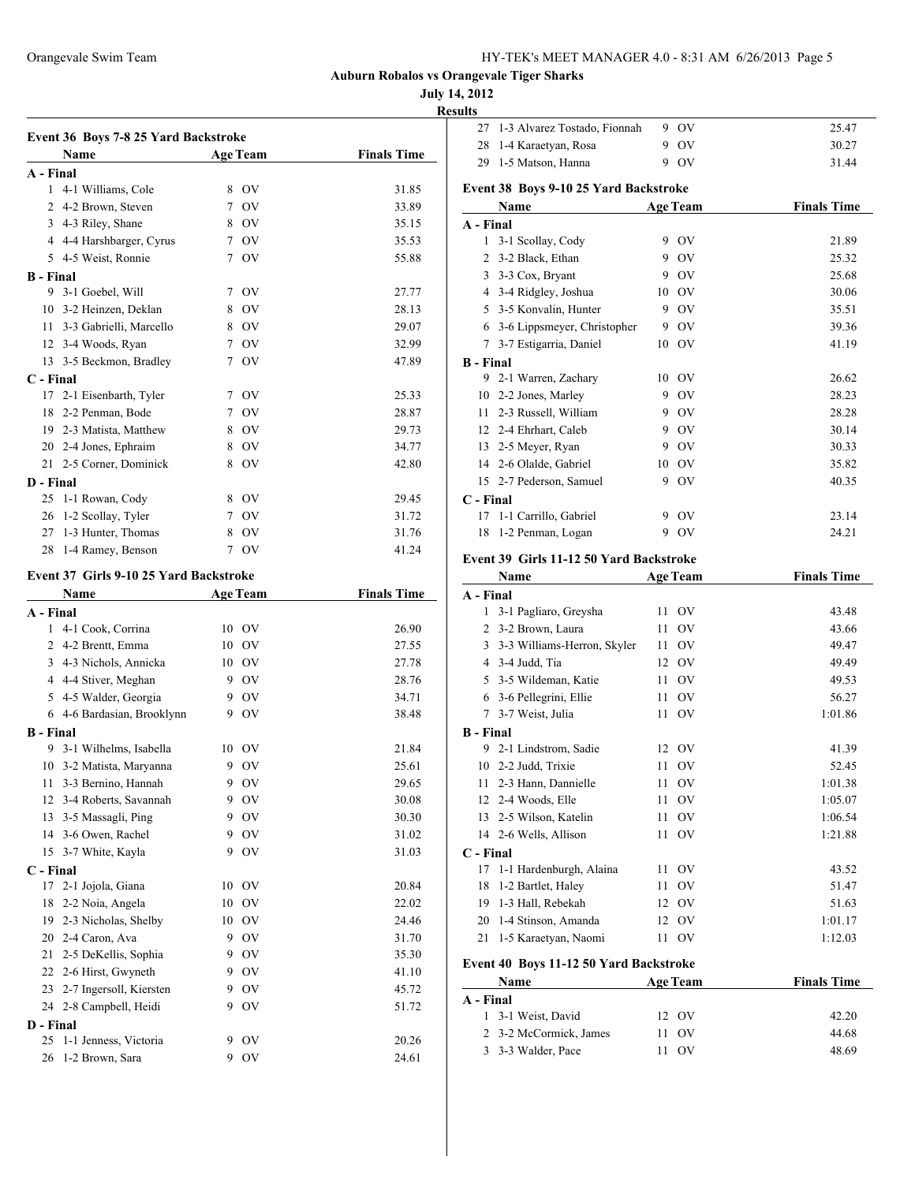**Auburn Robalos vs Orangevale Tiger Sharks**

**July 14, 2012**

**Results**

### Event 36 Boys 7-8 25 Yard Backstroke

| | Name | Age | Team | Finals Time |
|---|---|---|---|---|
| **A - Final** | | | | |
| 1 | 4-1 Williams, Cole | 8 | OV | 31.85 |
| 2 | 4-2 Brown, Steven | 7 | OV | 33.89 |
| 3 | 4-3 Riley, Shane | 8 | OV | 35.15 |
| 4 | 4-4 Harshbarger, Cyrus | 7 | OV | 35.53 |
| 5 | 4-5 Weist, Ronnie | 7 | OV | 55.88 |
| **B - Final** | | | | |
| 9 | 3-1 Goebel, Will | 7 | OV | 27.77 |
| 10 | 3-2 Heinzen, Deklan | 8 | OV | 28.13 |
| 11 | 3-3 Gabrielli, Marcello | 8 | OV | 29.07 |
| 12 | 3-4 Woods, Ryan | 7 | OV | 32.99 |
| 13 | 3-5 Beckmon, Bradley | 7 | OV | 47.89 |
| **C - Final** | | | | |
| 17 | 2-1 Eisenbarth, Tyler | 7 | OV | 25.33 |
| 18 | 2-2 Penman, Bode | 7 | OV | 28.87 |
| 19 | 2-3 Matista, Matthew | 8 | OV | 29.73 |
| 20 | 2-4 Jones, Ephraim | 8 | OV | 34.77 |
| 21 | 2-5 Corner, Dominick | 8 | OV | 42.80 |
| **D - Final** | | | | |
| 25 | 1-1 Rowan, Cody | 8 | OV | 29.45 |
| 26 | 1-2 Scollay, Tyler | 7 | OV | 31.72 |
| 27 | 1-3 Hunter, Thomas | 8 | OV | 31.76 |
| 28 | 1-4 Ramey, Benson | 7 | OV | 41.24 |

### Event 37 Girls 9-10 25 Yard Backstroke

| | Name | Age | Team | Finals Time |
|---|---|---|---|---|
| **A - Final** | | | | |
| 1 | 4-1 Cook, Corrina | 10 | OV | 26.90 |
| 2 | 4-2 Brentt, Emma | 10 | OV | 27.55 |
| 3 | 4-3 Nichols, Annicka | 10 | OV | 27.78 |
| 4 | 4-4 Stiver, Meghan | 9 | OV | 28.76 |
| 5 | 4-5 Walder, Georgia | 9 | OV | 34.71 |
| 6 | 4-6 Bardasian, Brooklynn | 9 | OV | 38.48 |
| **B - Final** | | | | |
| 9 | 3-1 Wilhelms, Isabella | 10 | OV | 21.84 |
| 10 | 3-2 Matista, Maryanna | 9 | OV | 25.61 |
| 11 | 3-3 Bernino, Hannah | 9 | OV | 29.65 |
| 12 | 3-4 Roberts, Savannah | 9 | OV | 30.08 |
| 13 | 3-5 Massagli, Ping | 9 | OV | 30.30 |
| 14 | 3-6 Owen, Rachel | 9 | OV | 31.02 |
| 15 | 3-7 White, Kayla | 9 | OV | 31.03 |
| **C - Final** | | | | |
| 17 | 2-1 Jojola, Giana | 10 | OV | 20.84 |
| 18 | 2-2 Noia, Angela | 10 | OV | 22.02 |
| 19 | 2-3 Nicholas, Shelby | 10 | OV | 24.46 |
| 20 | 2-4 Caron, Ava | 9 | OV | 31.70 |
| 21 | 2-5 DeKellis, Sophia | 9 | OV | 35.30 |
| 22 | 2-6 Hirst, Gwyneth | 9 | OV | 41.10 |
| 23 | 2-7 Ingersoll, Kiersten | 9 | OV | 45.72 |
| 24 | 2-8 Campbell, Heidi | 9 | OV | 51.72 |
| **D - Final** | | | | |
| 25 | 1-1 Jenness, Victoria | 9 | OV | 20.26 |
| 26 | 1-2 Brown, Sara | 9 | OV | 24.61 |
| 27 | 1-3 Alvarez Tostado, Fionnah | 9 | OV | 25.47 |
| 28 | 1-4 Karaetyan, Rosa | 9 | OV | 30.27 |
| 29 | 1-5 Matson, Hanna | 9 | OV | 31.44 |

### Event 38 Boys 9-10 25 Yard Backstroke

| | Name | Age | Team | Finals Time |
|---|---|---|---|---|
| **A - Final** | | | | |
| 1 | 3-1 Scollay, Cody | 9 | OV | 21.89 |
| 2 | 3-2 Black, Ethan | 9 | OV | 25.32 |
| 3 | 3-3 Cox, Bryant | 9 | OV | 25.68 |
| 4 | 3-4 Ridgley, Joshua | 10 | OV | 30.06 |
| 5 | 3-5 Konvalin, Hunter | 9 | OV | 35.51 |
| 6 | 3-6 Lippsmeyer, Christopher | 9 | OV | 39.36 |
| 7 | 3-7 Estigarria, Daniel | 10 | OV | 41.19 |
| **B - Final** | | | | |
| 9 | 2-1 Warren, Zachary | 10 | OV | 26.62 |
| 10 | 2-2 Jones, Marley | 9 | OV | 28.23 |
| 11 | 2-3 Russell, William | 9 | OV | 28.28 |
| 12 | 2-4 Ehrhart, Caleb | 9 | OV | 30.14 |
| 13 | 2-5 Meyer, Ryan | 9 | OV | 30.33 |
| 14 | 2-6 Olalde, Gabriel | 10 | OV | 35.82 |
| 15 | 2-7 Pederson, Samuel | 9 | OV | 40.35 |
| **C - Final** | | | | |
| 17 | 1-1 Carrillo, Gabriel | 9 | OV | 23.14 |
| 18 | 1-2 Penman, Logan | 9 | OV | 24.21 |

### Event 39 Girls 11-12 50 Yard Backstroke

| | Name | Age | Team | Finals Time |
|---|---|---|---|---|
| **A - Final** | | | | |
| 1 | 3-1 Pagliaro, Greysha | 11 | OV | 43.48 |
| 2 | 3-2 Brown, Laura | 11 | OV | 43.66 |
| 3 | 3-3 Williams-Herron, Skyler | 11 | OV | 49.47 |
| 4 | 3-4 Judd, Tia | 12 | OV | 49.49 |
| 5 | 3-5 Wildeman, Katie | 11 | OV | 49.53 |
| 6 | 3-6 Pellegrini, Ellie | 11 | OV | 56.27 |
| 7 | 3-7 Weist, Julia | 11 | OV | 1:01.86 |
| **B - Final** | | | | |
| 9 | 2-1 Lindstrom, Sadie | 12 | OV | 41.39 |
| 10 | 2-2 Judd, Trixie | 11 | OV | 52.45 |
| 11 | 2-3 Hann, Dannielle | 11 | OV | 1:01.38 |
| 12 | 2-4 Woods, Elle | 11 | OV | 1:05.07 |
| 13 | 2-5 Wilson, Katelin | 11 | OV | 1:06.54 |
| 14 | 2-6 Wells, Allison | 11 | OV | 1:21.88 |
| **C - Final** | | | | |
| 17 | 1-1 Hardenburgh, Alaina | 11 | OV | 43.52 |
| 18 | 1-2 Bartlet, Haley | 11 | OV | 51.47 |
| 19 | 1-3 Hall, Rebekah | 12 | OV | 51.63 |
| 20 | 1-4 Stinson, Amanda | 12 | OV | 1:01.17 |
| 21 | 1-5 Karaetyan, Naomi | 11 | OV | 1:12.03 |

### Event 40 Boys 11-12 50 Yard Backstroke

| | Name | Age | Team | Finals Time |
|---|---|---|---|---|
| **A - Final** | | | | |
| 1 | 3-1 Weist, David | 12 | OV | 42.20 |
| 2 | 3-2 McCormick, James | 11 | OV | 44.68 |
| 3 | 3-3 Walder, Pace | 11 | OV | 48.69 |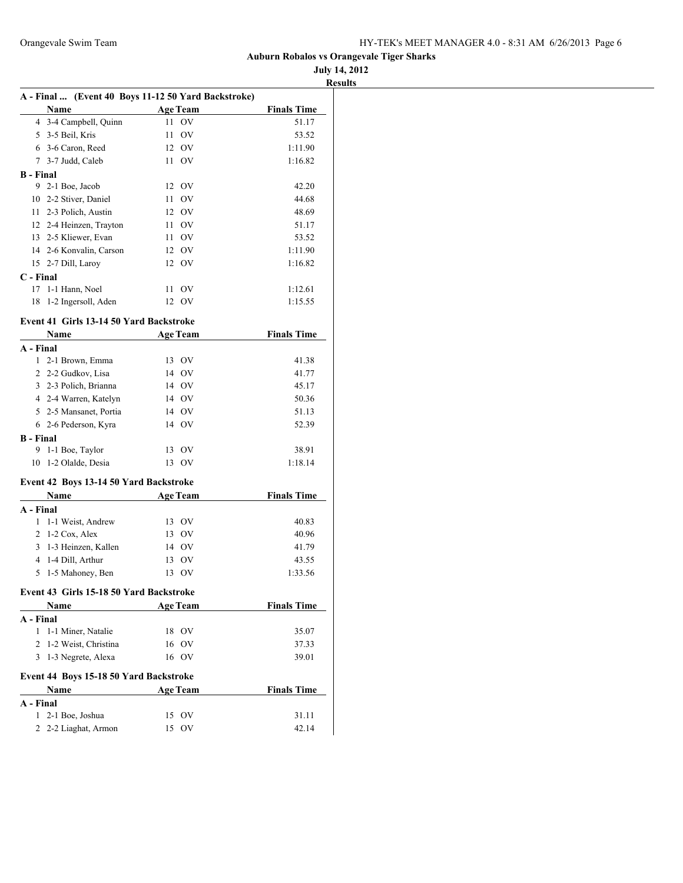**Auburn Robalos vs Orangevale Tiger Sharks**

**July 14, 2012**

**Results**

### A - Final ... (Event 40 Boys 11-12 50 Yard Backstroke)

| | Name | Age | Team | Finals Time |
|---|---|---|---|---|
| 4 | 3-4 Campbell, Quinn | 11 | OV | 51.17 |
| 5 | 3-5 Beil, Kris | 11 | OV | 53.52 |
| 6 | 3-6 Caron, Reed | 12 | OV | 1:11.90 |
| 7 | 3-7 Judd, Caleb | 11 | OV | 1:16.82 |
| **B - Final** | | | | |
| 9 | 2-1 Boe, Jacob | 12 | OV | 42.20 |
| 10 | 2-2 Stiver, Daniel | 11 | OV | 44.68 |
| 11 | 2-3 Polich, Austin | 12 | OV | 48.69 |
| 12 | 2-4 Heinzen, Trayton | 11 | OV | 51.17 |
| 13 | 2-5 Kliewer, Evan | 11 | OV | 53.52 |
| 14 | 2-6 Konvalin, Carson | 12 | OV | 1:11.90 |
| 15 | 2-7 Dill, Laroy | 12 | OV | 1:16.82 |
| **C - Final** | | | | |
| 17 | 1-1 Hann, Noel | 11 | OV | 1:12.61 |
| 18 | 1-2 Ingersoll, Aden | 12 | OV | 1:15.55 |

### Event 41 Girls 13-14 50 Yard Backstroke

| | Name | Age | Team | Finals Time |
|---|---|---|---|---|
| **A - Final** | | | | |
| 1 | 2-1 Brown, Emma | 13 | OV | 41.38 |
| 2 | 2-2 Gudkov, Lisa | 14 | OV | 41.77 |
| 3 | 2-3 Polich, Brianna | 14 | OV | 45.17 |
| 4 | 2-4 Warren, Katelyn | 14 | OV | 50.36 |
| 5 | 2-5 Mansanet, Portia | 14 | OV | 51.13 |
| 6 | 2-6 Pederson, Kyra | 14 | OV | 52.39 |
| **B - Final** | | | | |
| 9 | 1-1 Boe, Taylor | 13 | OV | 38.91 |
| 10 | 1-2 Olalde, Desia | 13 | OV | 1:18.14 |

### Event 42 Boys 13-14 50 Yard Backstroke

| | Name | Age | Team | Finals Time |
|---|---|---|---|---|
| **A - Final** | | | | |
| 1 | 1-1 Weist, Andrew | 13 | OV | 40.83 |
| 2 | 1-2 Cox, Alex | 13 | OV | 40.96 |
| 3 | 1-3 Heinzen, Kallen | 14 | OV | 41.79 |
| 4 | 1-4 Dill, Arthur | 13 | OV | 43.55 |
| 5 | 1-5 Mahoney, Ben | 13 | OV | 1:33.56 |

### Event 43 Girls 15-18 50 Yard Backstroke

| | Name | Age | Team | Finals Time |
|---|---|---|---|---|
| **A - Final** | | | | |
| 1 | 1-1 Miner, Natalie | 18 | OV | 35.07 |
| 2 | 1-2 Weist, Christina | 16 | OV | 37.33 |
| 3 | 1-3 Negrete, Alexa | 16 | OV | 39.01 |

### Event 44 Boys 15-18 50 Yard Backstroke

| | Name | Age | Team | Finals Time |
|---|---|---|---|---|
| **A - Final** | | | | |
| 1 | 2-1 Boe, Joshua | 15 | OV | 31.11 |
| 2 | 2-2 Liaghat, Armon | 15 | OV | 42.14 |